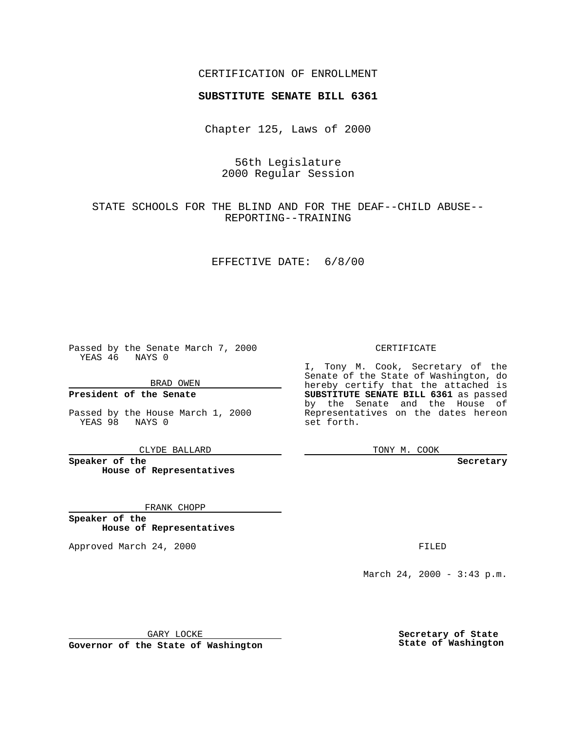CERTIFICATION OF ENROLLMENT

**SUBSTITUTE SENATE BILL 6361**

Chapter 125, Laws of 2000

56th Legislature
2000 Regular Session

STATE SCHOOLS FOR THE BLIND AND FOR THE DEAF--CHILD ABUSE--REPORTING--TRAINING

EFFECTIVE DATE: 6/8/00

Passed by the Senate March 7, 2000
YEAS 46 NAYS 0

BRAD OWEN

**President of the Senate**

Passed by the House March 1, 2000
YEAS 98 NAYS 0

CLYDE BALLARD

**Speaker of the House of Representatives**

FRANK CHOPP

**Speaker of the House of Representatives**

Approved March 24, 2000

GARY LOCKE

**Governor of the State of Washington**

CERTIFICATE

I, Tony M. Cook, Secretary of the Senate of the State of Washington, do hereby certify that the attached is **SUBSTITUTE SENATE BILL 6361** as passed by the Senate and the House of Representatives on the dates hereon set forth.

TONY M. COOK

**Secretary**

FILED

March 24, 2000 - 3:43 p.m.

**Secretary of State**
**State of Washington**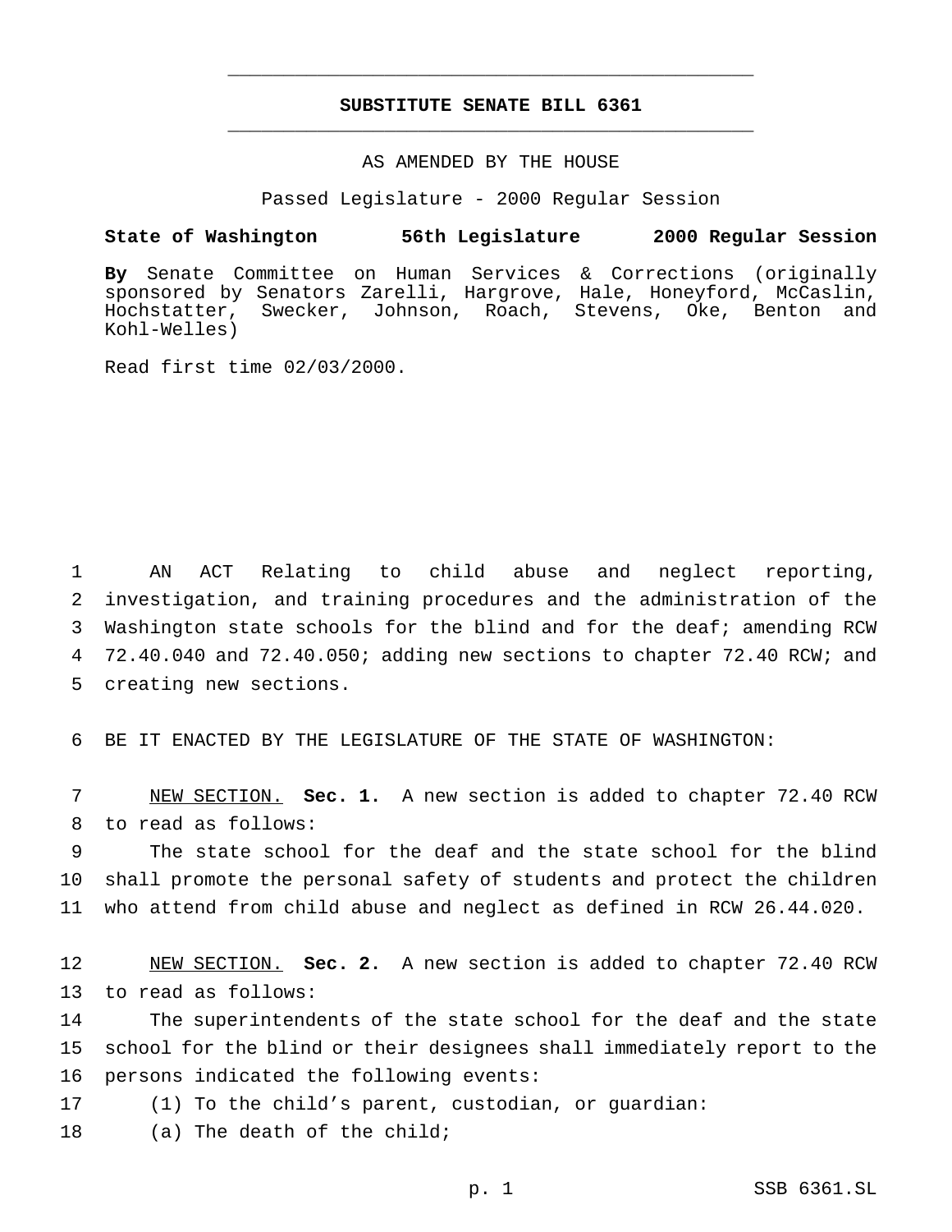# SUBSTITUTE SENATE BILL 6361

AS AMENDED BY THE HOUSE

Passed Legislature - 2000 Regular Session

**State of Washington 56th Legislature 2000 Regular Session**

**By** Senate Committee on Human Services & Corrections (originally sponsored by Senators Zarelli, Hargrove, Hale, Honeyford, McCaslin, Hochstatter, Swecker, Johnson, Roach, Stevens, Oke, Benton and Kohl-Welles)

Read first time 02/03/2000.

AN ACT Relating to child abuse and neglect reporting, investigation, and training procedures and the administration of the Washington state schools for the blind and for the deaf; amending RCW 72.40.040 and 72.40.050; adding new sections to chapter 72.40 RCW; and creating new sections.

BE IT ENACTED BY THE LEGISLATURE OF THE STATE OF WASHINGTON:

NEW SECTION. **Sec. 1.** A new section is added to chapter 72.40 RCW to read as follows:

The state school for the deaf and the state school for the blind shall promote the personal safety of students and protect the children who attend from child abuse and neglect as defined in RCW 26.44.020.

NEW SECTION. **Sec. 2.** A new section is added to chapter 72.40 RCW to read as follows:

The superintendents of the state school for the deaf and the state school for the blind or their designees shall immediately report to the persons indicated the following events:

(1) To the child's parent, custodian, or guardian:

(a) The death of the child;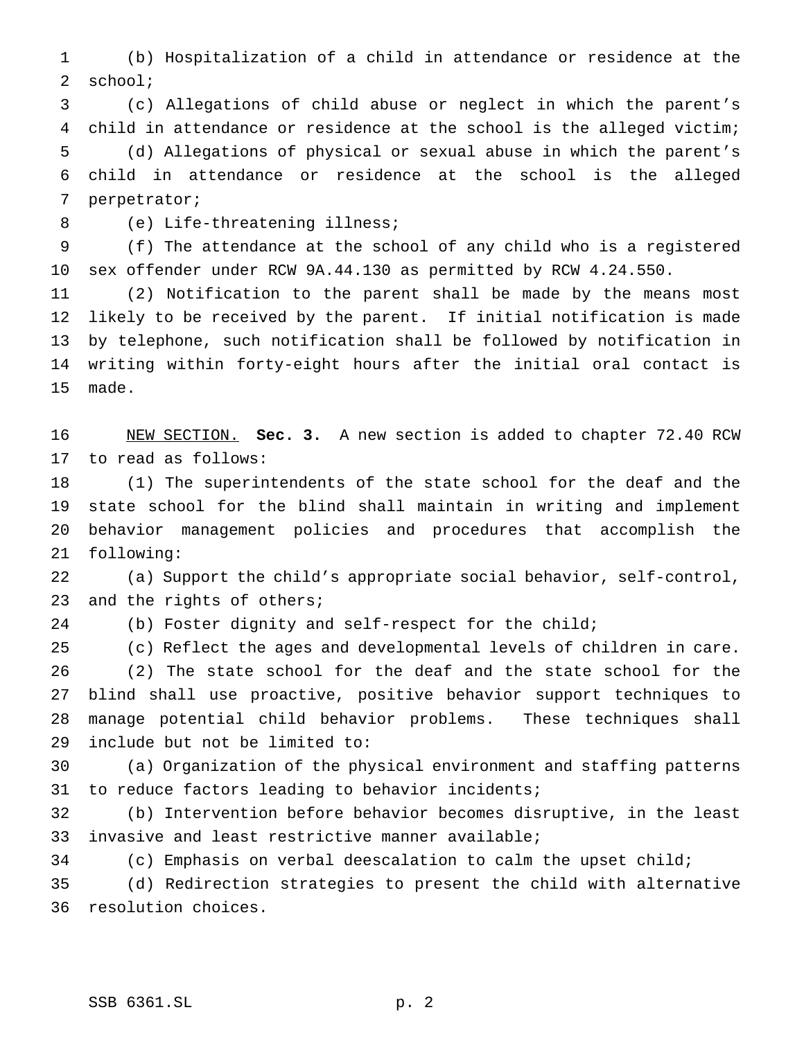(b) Hospitalization of a child in attendance or residence at the school;

(c) Allegations of child abuse or neglect in which the parent's child in attendance or residence at the school is the alleged victim;

(d) Allegations of physical or sexual abuse in which the parent's child in attendance or residence at the school is the alleged perpetrator;

(e) Life-threatening illness;

(f) The attendance at the school of any child who is a registered sex offender under RCW 9A.44.130 as permitted by RCW 4.24.550.

(2) Notification to the parent shall be made by the means most likely to be received by the parent. If initial notification is made by telephone, such notification shall be followed by notification in writing within forty-eight hours after the initial oral contact is made.

NEW SECTION. **Sec. 3.** A new section is added to chapter 72.40 RCW to read as follows:

(1) The superintendents of the state school for the deaf and the state school for the blind shall maintain in writing and implement behavior management policies and procedures that accomplish the following:

(a) Support the child's appropriate social behavior, self-control, and the rights of others;

(b) Foster dignity and self-respect for the child;

(c) Reflect the ages and developmental levels of children in care.

(2) The state school for the deaf and the state school for the blind shall use proactive, positive behavior support techniques to manage potential child behavior problems. These techniques shall include but not be limited to:

(a) Organization of the physical environment and staffing patterns to reduce factors leading to behavior incidents;

(b) Intervention before behavior becomes disruptive, in the least invasive and least restrictive manner available;

(c) Emphasis on verbal deescalation to calm the upset child;

(d) Redirection strategies to present the child with alternative resolution choices.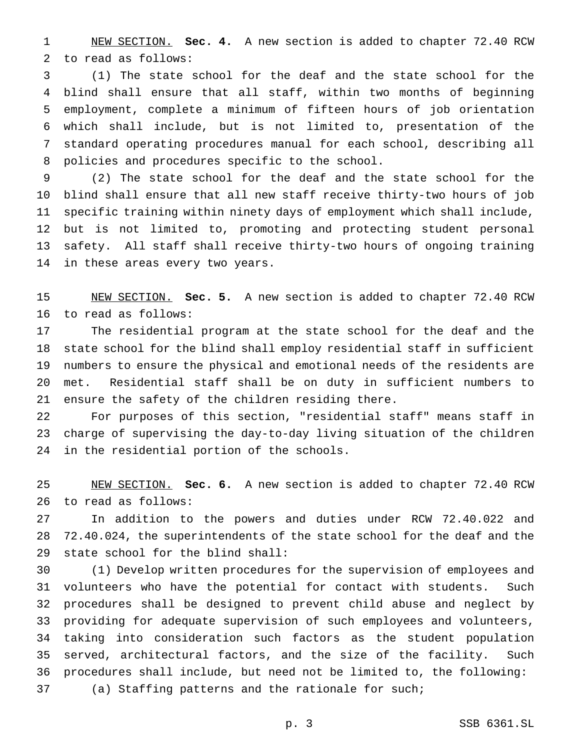NEW SECTION. **Sec. 4.** A new section is added to chapter 72.40 RCW to read as follows:

(1) The state school for the deaf and the state school for the blind shall ensure that all staff, within two months of beginning employment, complete a minimum of fifteen hours of job orientation which shall include, but is not limited to, presentation of the standard operating procedures manual for each school, describing all policies and procedures specific to the school.

(2) The state school for the deaf and the state school for the blind shall ensure that all new staff receive thirty-two hours of job specific training within ninety days of employment which shall include, but is not limited to, promoting and protecting student personal safety. All staff shall receive thirty-two hours of ongoing training in these areas every two years.

NEW SECTION. **Sec. 5.** A new section is added to chapter 72.40 RCW to read as follows:

The residential program at the state school for the deaf and the state school for the blind shall employ residential staff in sufficient numbers to ensure the physical and emotional needs of the residents are met. Residential staff shall be on duty in sufficient numbers to ensure the safety of the children residing there.

For purposes of this section, "residential staff" means staff in charge of supervising the day-to-day living situation of the children in the residential portion of the schools.

NEW SECTION. **Sec. 6.** A new section is added to chapter 72.40 RCW to read as follows:

In addition to the powers and duties under RCW 72.40.022 and 72.40.024, the superintendents of the state school for the deaf and the state school for the blind shall:

(1) Develop written procedures for the supervision of employees and volunteers who have the potential for contact with students. Such procedures shall be designed to prevent child abuse and neglect by providing for adequate supervision of such employees and volunteers, taking into consideration such factors as the student population served, architectural factors, and the size of the facility. Such procedures shall include, but need not be limited to, the following:

(a) Staffing patterns and the rationale for such;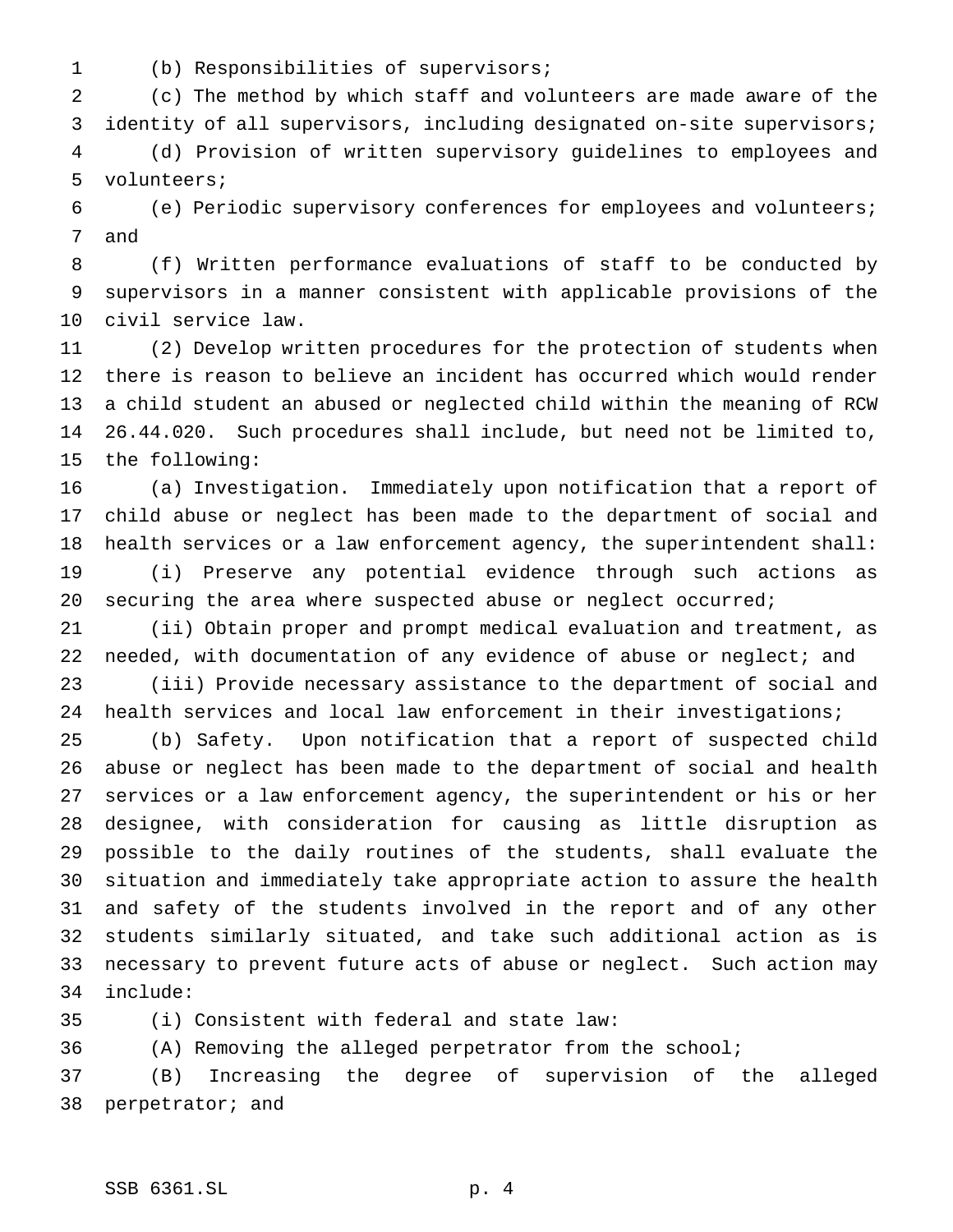(b) Responsibilities of supervisors;

(c) The method by which staff and volunteers are made aware of the identity of all supervisors, including designated on-site supervisors;

(d) Provision of written supervisory guidelines to employees and volunteers;

(e) Periodic supervisory conferences for employees and volunteers; and

(f) Written performance evaluations of staff to be conducted by supervisors in a manner consistent with applicable provisions of the civil service law.

(2) Develop written procedures for the protection of students when there is reason to believe an incident has occurred which would render a child student an abused or neglected child within the meaning of RCW 26.44.020. Such procedures shall include, but need not be limited to, the following:

(a) Investigation. Immediately upon notification that a report of child abuse or neglect has been made to the department of social and health services or a law enforcement agency, the superintendent shall:

(i) Preserve any potential evidence through such actions as securing the area where suspected abuse or neglect occurred;

(ii) Obtain proper and prompt medical evaluation and treatment, as needed, with documentation of any evidence of abuse or neglect; and

(iii) Provide necessary assistance to the department of social and health services and local law enforcement in their investigations;

(b) Safety. Upon notification that a report of suspected child abuse or neglect has been made to the department of social and health services or a law enforcement agency, the superintendent or his or her designee, with consideration for causing as little disruption as possible to the daily routines of the students, shall evaluate the situation and immediately take appropriate action to assure the health and safety of the students involved in the report and of any other students similarly situated, and take such additional action as is necessary to prevent future acts of abuse or neglect. Such action may include:

(i) Consistent with federal and state law:

(A) Removing the alleged perpetrator from the school;

(B) Increasing the degree of supervision of the alleged perpetrator; and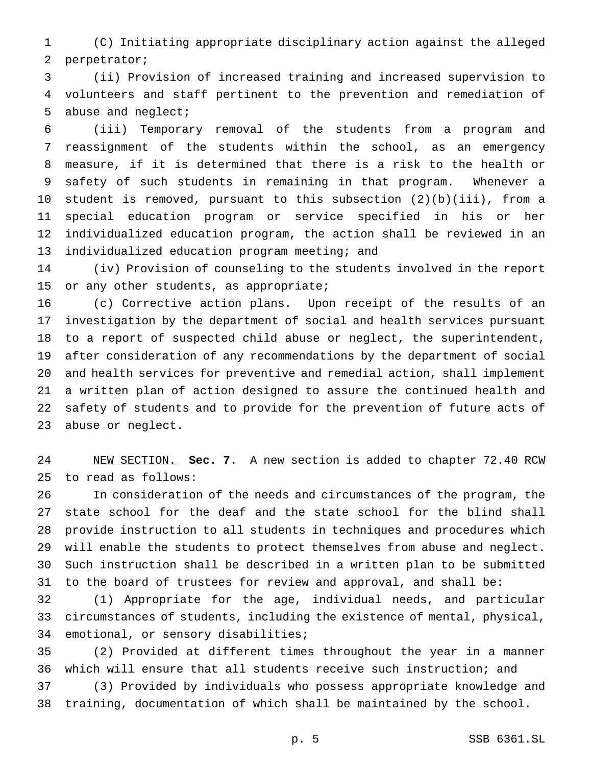(C) Initiating appropriate disciplinary action against the alleged perpetrator;

(ii) Provision of increased training and increased supervision to volunteers and staff pertinent to the prevention and remediation of abuse and neglect;

(iii) Temporary removal of the students from a program and reassignment of the students within the school, as an emergency measure, if it is determined that there is a risk to the health or safety of such students in remaining in that program. Whenever a student is removed, pursuant to this subsection (2)(b)(iii), from a special education program or service specified in his or her individualized education program, the action shall be reviewed in an individualized education program meeting; and

(iv) Provision of counseling to the students involved in the report or any other students, as appropriate;

(c) Corrective action plans. Upon receipt of the results of an investigation by the department of social and health services pursuant to a report of suspected child abuse or neglect, the superintendent, after consideration of any recommendations by the department of social and health services for preventive and remedial action, shall implement a written plan of action designed to assure the continued health and safety of students and to provide for the prevention of future acts of abuse or neglect.

NEW SECTION. **Sec. 7.** A new section is added to chapter 72.40 RCW to read as follows:

In consideration of the needs and circumstances of the program, the state school for the deaf and the state school for the blind shall provide instruction to all students in techniques and procedures which will enable the students to protect themselves from abuse and neglect. Such instruction shall be described in a written plan to be submitted to the board of trustees for review and approval, and shall be:

(1) Appropriate for the age, individual needs, and particular circumstances of students, including the existence of mental, physical, emotional, or sensory disabilities;

(2) Provided at different times throughout the year in a manner which will ensure that all students receive such instruction; and

(3) Provided by individuals who possess appropriate knowledge and training, documentation of which shall be maintained by the school.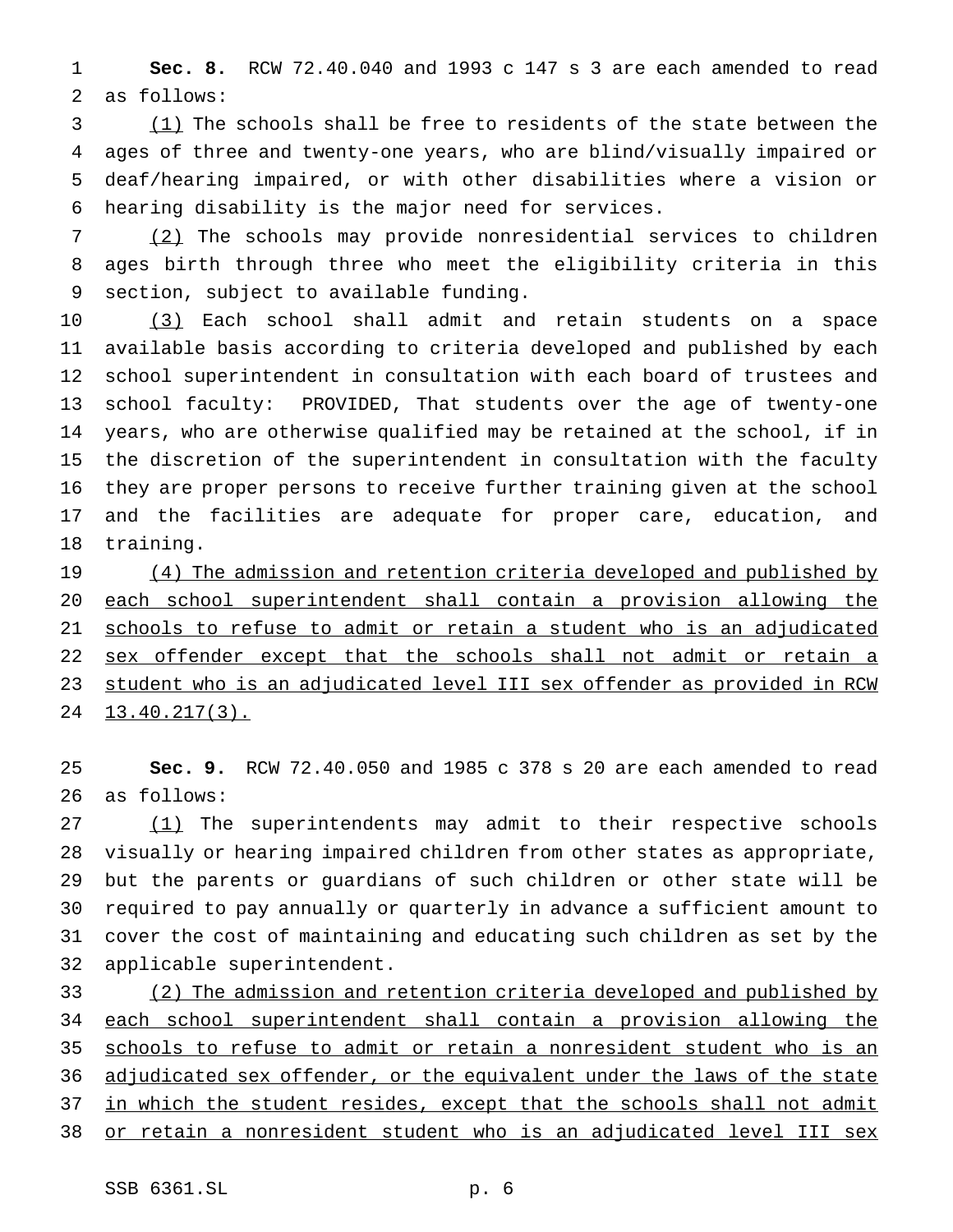**Sec. 8.** RCW 72.40.040 and 1993 c 147 s 3 are each amended to read as follows:

(1) The schools shall be free to residents of the state between the ages of three and twenty-one years, who are blind/visually impaired or deaf/hearing impaired, or with other disabilities where a vision or hearing disability is the major need for services.

(2) The schools may provide nonresidential services to children ages birth through three who meet the eligibility criteria in this section, subject to available funding.

(3) Each school shall admit and retain students on a space available basis according to criteria developed and published by each school superintendent in consultation with each board of trustees and school faculty: PROVIDED, That students over the age of twenty-one years, who are otherwise qualified may be retained at the school, if in the discretion of the superintendent in consultation with the faculty they are proper persons to receive further training given at the school and the facilities are adequate for proper care, education, and training.

(4) The admission and retention criteria developed and published by each school superintendent shall contain a provision allowing the schools to refuse to admit or retain a student who is an adjudicated sex offender except that the schools shall not admit or retain a student who is an adjudicated level III sex offender as provided in RCW 13.40.217(3).

**Sec. 9.** RCW 72.40.050 and 1985 c 378 s 20 are each amended to read as follows:

(1) The superintendents may admit to their respective schools visually or hearing impaired children from other states as appropriate, but the parents or guardians of such children or other state will be required to pay annually or quarterly in advance a sufficient amount to cover the cost of maintaining and educating such children as set by the applicable superintendent.

(2) The admission and retention criteria developed and published by each school superintendent shall contain a provision allowing the schools to refuse to admit or retain a nonresident student who is an adjudicated sex offender, or the equivalent under the laws of the state in which the student resides, except that the schools shall not admit or retain a nonresident student who is an adjudicated level III sex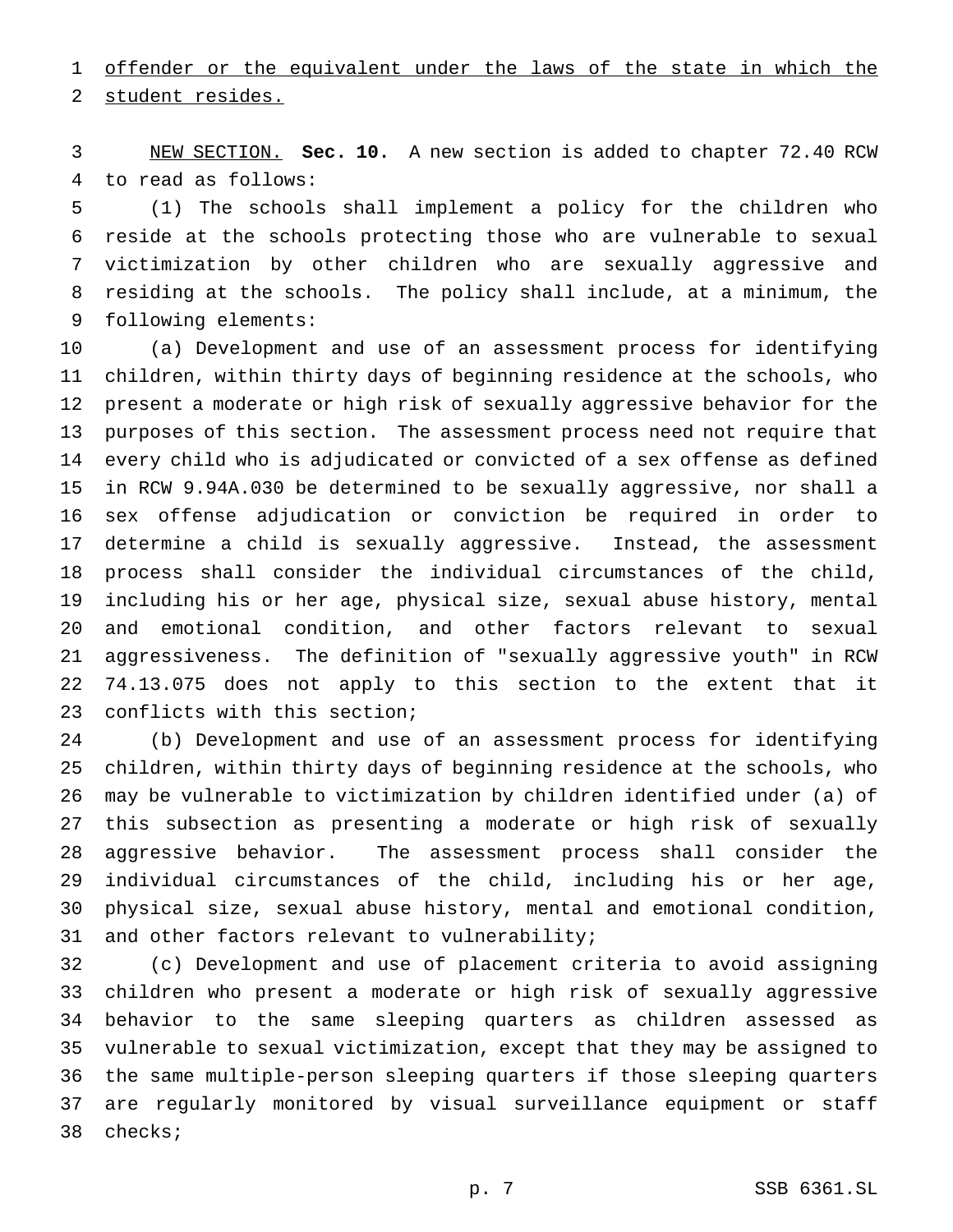offender or the equivalent under the laws of the state in which the student resides.

NEW SECTION. **Sec. 10.** A new section is added to chapter 72.40 RCW to read as follows:

(1) The schools shall implement a policy for the children who reside at the schools protecting those who are vulnerable to sexual victimization by other children who are sexually aggressive and residing at the schools. The policy shall include, at a minimum, the following elements:

(a) Development and use of an assessment process for identifying children, within thirty days of beginning residence at the schools, who present a moderate or high risk of sexually aggressive behavior for the purposes of this section. The assessment process need not require that every child who is adjudicated or convicted of a sex offense as defined in RCW 9.94A.030 be determined to be sexually aggressive, nor shall a sex offense adjudication or conviction be required in order to determine a child is sexually aggressive. Instead, the assessment process shall consider the individual circumstances of the child, including his or her age, physical size, sexual abuse history, mental and emotional condition, and other factors relevant to sexual aggressiveness. The definition of "sexually aggressive youth" in RCW 74.13.075 does not apply to this section to the extent that it conflicts with this section;

(b) Development and use of an assessment process for identifying children, within thirty days of beginning residence at the schools, who may be vulnerable to victimization by children identified under (a) of this subsection as presenting a moderate or high risk of sexually aggressive behavior. The assessment process shall consider the individual circumstances of the child, including his or her age, physical size, sexual abuse history, mental and emotional condition, and other factors relevant to vulnerability;

(c) Development and use of placement criteria to avoid assigning children who present a moderate or high risk of sexually aggressive behavior to the same sleeping quarters as children assessed as vulnerable to sexual victimization, except that they may be assigned to the same multiple-person sleeping quarters if those sleeping quarters are regularly monitored by visual surveillance equipment or staff checks;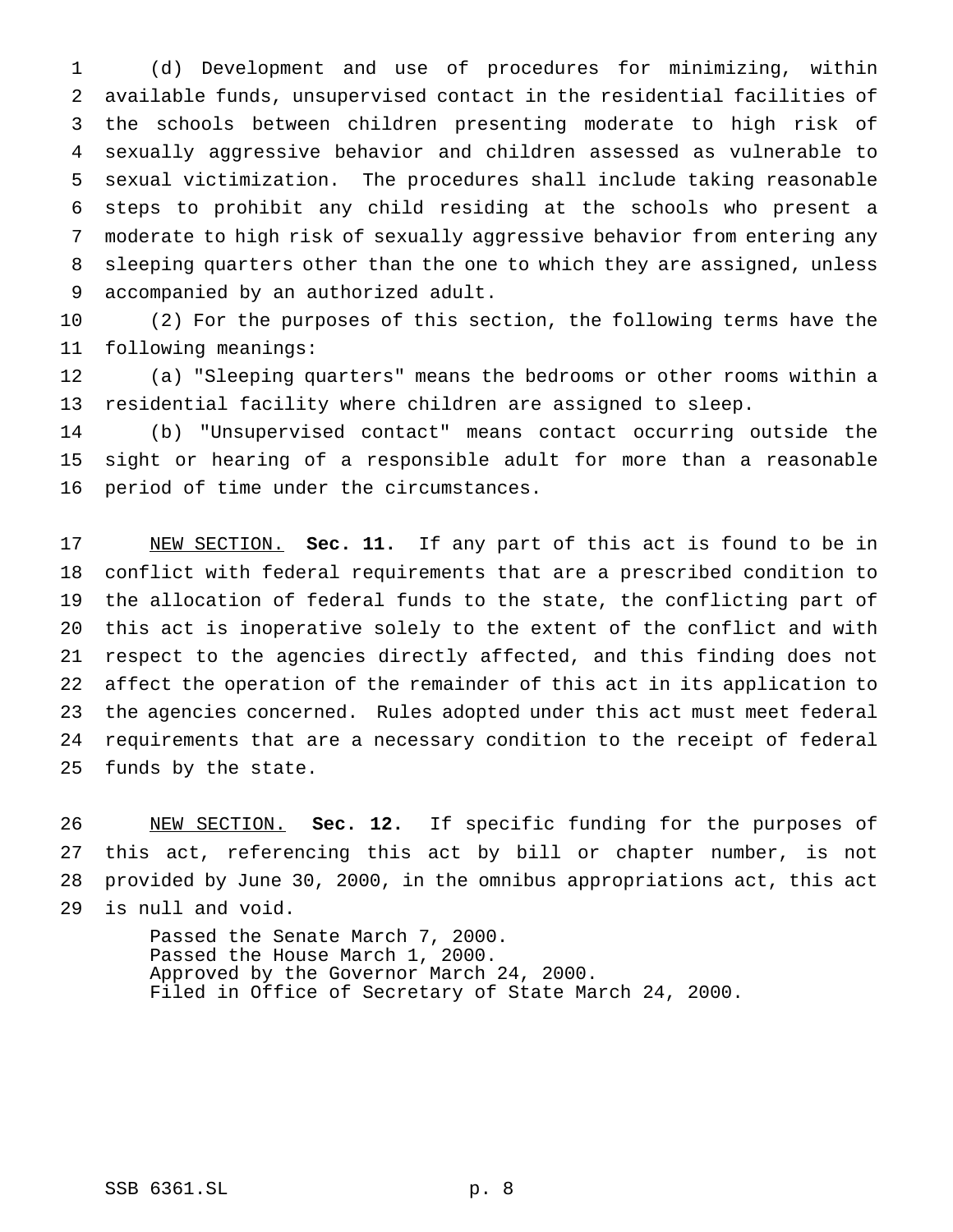(d) Development and use of procedures for minimizing, within available funds, unsupervised contact in the residential facilities of the schools between children presenting moderate to high risk of sexually aggressive behavior and children assessed as vulnerable to sexual victimization. The procedures shall include taking reasonable steps to prohibit any child residing at the schools who present a moderate to high risk of sexually aggressive behavior from entering any sleeping quarters other than the one to which they are assigned, unless accompanied by an authorized adult.

(2) For the purposes of this section, the following terms have the following meanings:

(a) "Sleeping quarters" means the bedrooms or other rooms within a residential facility where children are assigned to sleep.

(b) "Unsupervised contact" means contact occurring outside the sight or hearing of a responsible adult for more than a reasonable period of time under the circumstances.

NEW SECTION. **Sec. 11.** If any part of this act is found to be in conflict with federal requirements that are a prescribed condition to the allocation of federal funds to the state, the conflicting part of this act is inoperative solely to the extent of the conflict and with respect to the agencies directly affected, and this finding does not affect the operation of the remainder of this act in its application to the agencies concerned. Rules adopted under this act must meet federal requirements that are a necessary condition to the receipt of federal funds by the state.

NEW SECTION. **Sec. 12.** If specific funding for the purposes of this act, referencing this act by bill or chapter number, is not provided by June 30, 2000, in the omnibus appropriations act, this act is null and void.

Passed the Senate March 7, 2000.
Passed the House March 1, 2000.
Approved by the Governor March 24, 2000.
Filed in Office of Secretary of State March 24, 2000.